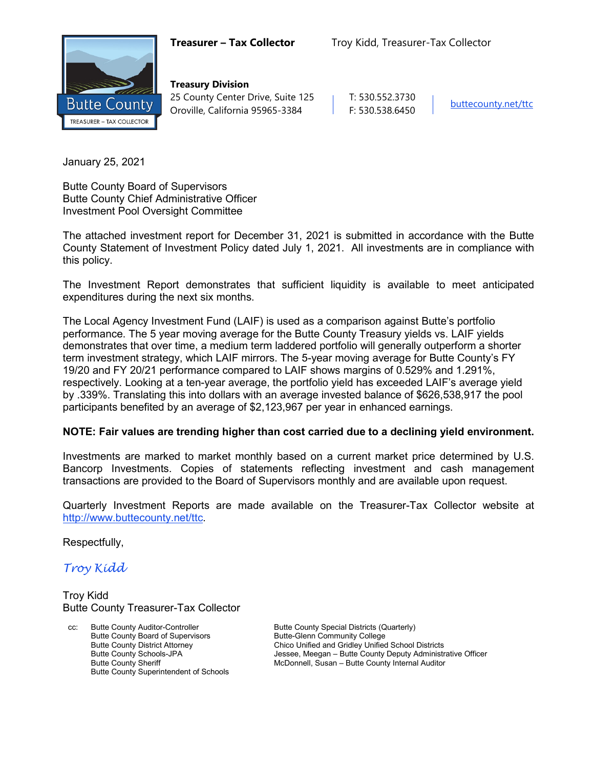**Treasurer – Tax Collector** Troy Kidd, Treasurer-Tax Collector

**Treasury Division**
25 County Center Drive, Suite 125
Oroville, California 95965-3384

T: 530.552.3730
F: 530.538.6450

buttecounty.net/ttc

January 25, 2021

Butte County Board of Supervisors
Butte County Chief Administrative Officer
Investment Pool Oversight Committee

The attached investment report for December 31, 2021 is submitted in accordance with the Butte County Statement of Investment Policy dated July 1, 2021. All investments are in compliance with this policy.

The Investment Report demonstrates that sufficient liquidity is available to meet anticipated expenditures during the next six months.

The Local Agency Investment Fund (LAIF) is used as a comparison against Butte's portfolio performance. The 5 year moving average for the Butte County Treasury yields vs. LAIF yields demonstrates that over time, a medium term laddered portfolio will generally outperform a shorter term investment strategy, which LAIF mirrors. The 5-year moving average for Butte County's FY 19/20 and FY 20/21 performance compared to LAIF shows margins of 0.529% and 1.291%, respectively. Looking at a ten-year average, the portfolio yield has exceeded LAIF's average yield by .339%. Translating this into dollars with an average invested balance of $626,538,917 the pool participants benefited by an average of $2,123,967 per year in enhanced earnings.

**NOTE: Fair values are trending higher than cost carried due to a declining yield environment.**

Investments are marked to market monthly based on a current market price determined by U.S. Bancorp Investments. Copies of statements reflecting investment and cash management transactions are provided to the Board of Supervisors monthly and are available upon request.

Quarterly Investment Reports are made available on the Treasurer-Tax Collector website at http://www.buttecounty.net/ttc.

Respectfully,

*Troy Kidd*

Troy Kidd
Butte County Treasurer-Tax Collector

cc:
Butte County Auditor-Controller
Butte County Board of Supervisors
Butte County District Attorney
Butte County Schools-JPA
Butte County Sheriff
Butte County Superintendent of Schools
Butte County Special Districts (Quarterly)
Butte-Glenn Community College
Chico Unified and Gridley Unified School Districts
Jessee, Meegan – Butte County Deputy Administrative Officer
McDonnell, Susan – Butte County Internal Auditor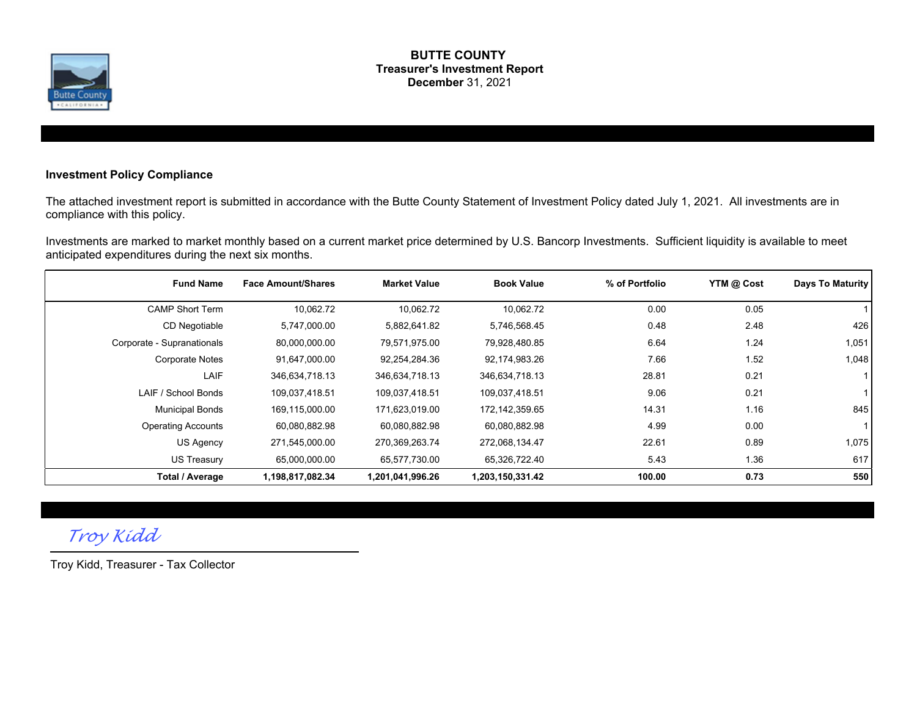# BUTTE COUNTY
## Treasurer's Investment Report
## December 31, 2021

### Investment Policy Compliance

The attached investment report is submitted in accordance with the Butte County Statement of Investment Policy dated July 1, 2021. All investments are in compliance with this policy.

Investments are marked to market monthly based on a current market price determined by U.S. Bancorp Investments. Sufficient liquidity is available to meet anticipated expenditures during the next six months.

| Fund Name | Face Amount/Shares | Market Value | Book Value | % of Portfolio | YTM @ Cost | Days To Maturity |
|---|---|---|---|---|---|---|
| CAMP Short Term | 10,062.72 | 10,062.72 | 10,062.72 | 0.00 | 0.05 | 1 |
| CD Negotiable | 5,747,000.00 | 5,882,641.82 | 5,746,568.45 | 0.48 | 2.48 | 426 |
| Corporate - Supranationals | 80,000,000.00 | 79,571,975.00 | 79,928,480.85 | 6.64 | 1.24 | 1,051 |
| Corporate Notes | 91,647,000.00 | 92,254,284.36 | 92,174,983.26 | 7.66 | 1.52 | 1,048 |
| LAIF | 346,634,718.13 | 346,634,718.13 | 346,634,718.13 | 28.81 | 0.21 | 1 |
| LAIF / School Bonds | 109,037,418.51 | 109,037,418.51 | 109,037,418.51 | 9.06 | 0.21 | 1 |
| Municipal Bonds | 169,115,000.00 | 171,623,019.00 | 172,142,359.65 | 14.31 | 1.16 | 845 |
| Operating Accounts | 60,080,882.98 | 60,080,882.98 | 60,080,882.98 | 4.99 | 0.00 | 1 |
| US Agency | 271,545,000.00 | 270,369,263.74 | 272,068,134.47 | 22.61 | 0.89 | 1,075 |
| US Treasury | 65,000,000.00 | 65,577,730.00 | 65,326,722.40 | 5.43 | 1.36 | 617 |
| **Total / Average** | **1,198,817,082.34** | **1,201,041,996.26** | **1,203,150,331.42** | **100.00** | **0.73** | **550** |

*Troy Kidd*

Troy Kidd, Treasurer - Tax Collector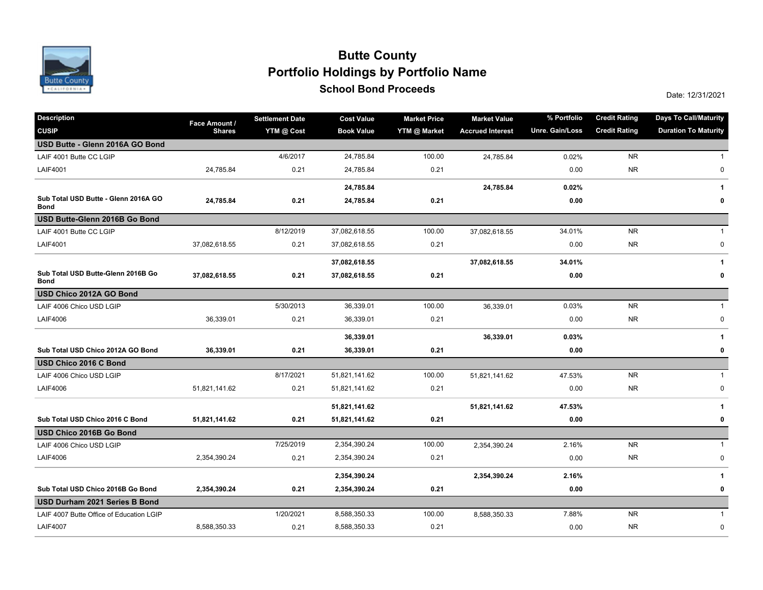# Butte County

## Portfolio Holdings by Portfolio Name

### School Bond Proceeds

Date: 12/31/2021

| Description<br>CUSIP | Face Amount / Shares | Settlement Date<br>YTM @ Cost | Cost Value<br>Book Value | Market Price<br>YTM @ Market | Market Value<br>Accrued Interest | % Portfolio<br>Unre. Gain/Loss | Credit Rating<br>Credit Rating | Days To Call/Maturity<br>Duration To Maturity |
|---|---|---|---|---|---|---|---|---|
| **USD Butte - Glenn 2016A GO Bond** | | | | | | | | |
| LAIF 4001 Butte CC LGIP | | 4/6/2017 | 24,785.84 | 100.00 | 24,785.84 | 0.02% | NR | 1 |
| LAIF4001 | 24,785.84 | 0.21 | 24,785.84 | 0.21 | | 0.00 | NR | 0 |
| | | | **24,785.84** | | **24,785.84** | **0.02%** | | **1** |
| **Sub Total USD Butte - Glenn 2016A GO Bond** | **24,785.84** | **0.21** | **24,785.84** | **0.21** | | **0.00** | | **0** |
| **USD Butte-Glenn 2016B Go Bond** | | | | | | | | |
| LAIF 4001 Butte CC LGIP | | 8/12/2019 | 37,082,618.55 | 100.00 | 37,082,618.55 | 34.01% | NR | 1 |
| LAIF4001 | 37,082,618.55 | 0.21 | 37,082,618.55 | 0.21 | | 0.00 | NR | 0 |
| | | | **37,082,618.55** | | **37,082,618.55** | **34.01%** | | **1** |
| **Sub Total USD Butte-Glenn 2016B Go Bond** | **37,082,618.55** | **0.21** | **37,082,618.55** | **0.21** | | **0.00** | | **0** |
| **USD Chico 2012A GO Bond** | | | | | | | | |
| LAIF 4006 Chico USD LGIP | | 5/30/2013 | 36,339.01 | 100.00 | 36,339.01 | 0.03% | NR | 1 |
| LAIF4006 | 36,339.01 | 0.21 | 36,339.01 | 0.21 | | 0.00 | NR | 0 |
| | | | **36,339.01** | | **36,339.01** | **0.03%** | | **1** |
| **Sub Total USD Chico 2012A GO Bond** | **36,339.01** | **0.21** | **36,339.01** | **0.21** | | **0.00** | | **0** |
| **USD Chico 2016 C Bond** | | | | | | | | |
| LAIF 4006 Chico USD LGIP | | 8/17/2021 | 51,821,141.62 | 100.00 | 51,821,141.62 | 47.53% | NR | 1 |
| LAIF4006 | 51,821,141.62 | 0.21 | 51,821,141.62 | 0.21 | | 0.00 | NR | 0 |
| | | | **51,821,141.62** | | **51,821,141.62** | **47.53%** | | **1** |
| **Sub Total USD Chico 2016 C Bond** | **51,821,141.62** | **0.21** | **51,821,141.62** | **0.21** | | **0.00** | | **0** |
| **USD Chico 2016B Go Bond** | | | | | | | | |
| LAIF 4006 Chico USD LGIP | | 7/25/2019 | 2,354,390.24 | 100.00 | 2,354,390.24 | 2.16% | NR | 1 |
| LAIF4006 | 2,354,390.24 | 0.21 | 2,354,390.24 | 0.21 | | 0.00 | NR | 0 |
| | | | **2,354,390.24** | | **2,354,390.24** | **2.16%** | | **1** |
| **Sub Total USD Chico 2016B Go Bond** | **2,354,390.24** | **0.21** | **2,354,390.24** | **0.21** | | **0.00** | | **0** |
| **USD Durham 2021 Series B Bond** | | | | | | | | |
| LAIF 4007 Butte Office of Education LGIP | | 1/20/2021 | 8,588,350.33 | 100.00 | 8,588,350.33 | 7.88% | NR | 1 |
| LAIF4007 | 8,588,350.33 | 0.21 | 8,588,350.33 | 0.21 | | 0.00 | NR | 0 |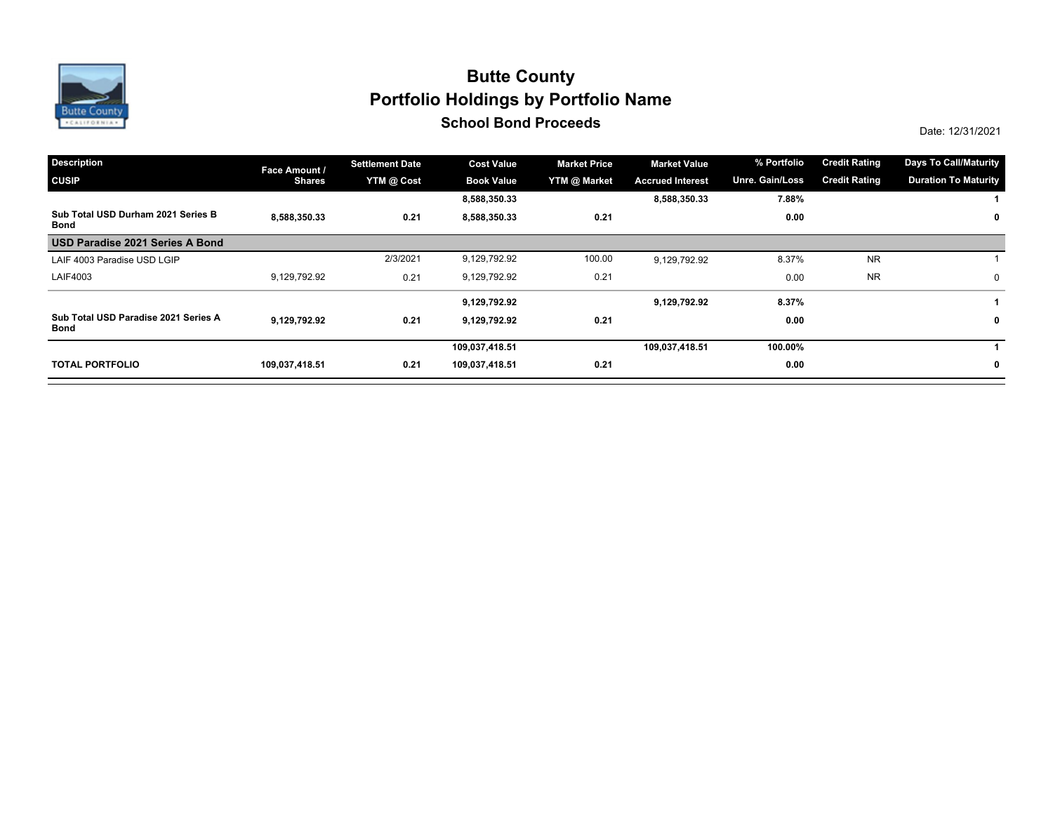# Butte County

## Portfolio Holdings by Portfolio Name

### School Bond Proceeds

Date: 12/31/2021

| Description<br>CUSIP | Face Amount / Shares | Settlement Date<br>YTM @ Cost | Cost Value<br>Book Value | Market Price<br>YTM @ Market | Market Value<br>Accrued Interest | % Portfolio<br>Unre. Gain/Loss | Credit Rating<br>Credit Rating | Days To Call/Maturity<br>Duration To Maturity |
|---|---|---|---|---|---|---|---|---|
| | | | **8,588,350.33** | | **8,588,350.33** | **7.88%** | | **1** |
| **Sub Total USD Durham 2021 Series B Bond** | **8,588,350.33** | **0.21** | **8,588,350.33** | **0.21** | | **0.00** | | **0** |
| **USD Paradise 2021 Series A Bond** | | | | | | | | |
| LAIF 4003 Paradise USD LGIP | | 2/3/2021 | 9,129,792.92 | 100.00 | 9,129,792.92 | 8.37% | NR | 1 |
| LAIF4003 | 9,129,792.92 | 0.21 | 9,129,792.92 | 0.21 | | 0.00 | NR | 0 |
| | | | **9,129,792.92** | | **9,129,792.92** | **8.37%** | | **1** |
| **Sub Total USD Paradise 2021 Series A Bond** | **9,129,792.92** | **0.21** | **9,129,792.92** | **0.21** | | **0.00** | | **0** |
| | | | **109,037,418.51** | | **109,037,418.51** | **100.00%** | | **1** |
| **TOTAL PORTFOLIO** | **109,037,418.51** | **0.21** | **109,037,418.51** | **0.21** | | **0.00** | | **0** |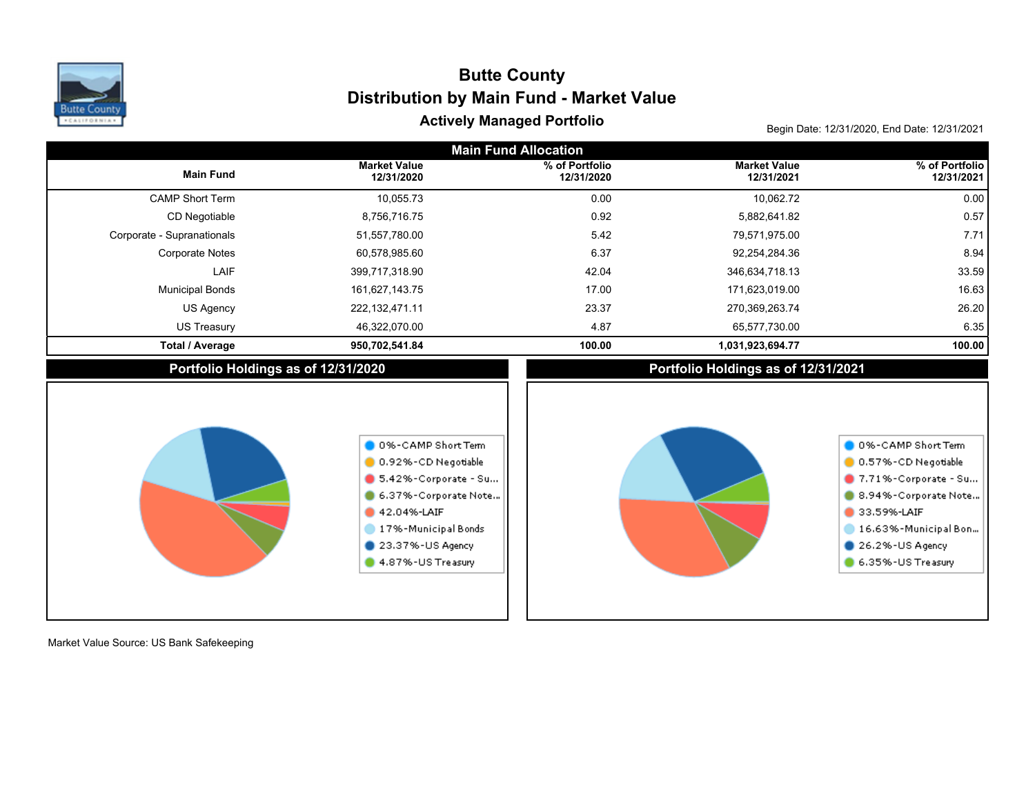# Butte County

## Distribution by Main Fund - Market Value

### Actively Managed Portfolio

Begin Date: 12/31/2020, End Date: 12/31/2021

**Main Fund Allocation**

| Main Fund | Market Value 12/31/2020 | % of Portfolio 12/31/2020 | Market Value 12/31/2021 | % of Portfolio 12/31/2021 |
|---|---|---|---|---|
| CAMP Short Term | 10,055.73 | 0.00 | 10,062.72 | 0.00 |
| CD Negotiable | 8,756,716.75 | 0.92 | 5,882,641.82 | 0.57 |
| Corporate - Supranationals | 51,557,780.00 | 5.42 | 79,571,975.00 | 7.71 |
| Corporate Notes | 60,578,985.60 | 6.37 | 92,254,284.36 | 8.94 |
| LAIF | 399,717,318.90 | 42.04 | 346,634,718.13 | 33.59 |
| Municipal Bonds | 161,627,143.75 | 17.00 | 171,623,019.00 | 16.63 |
| US Agency | 222,132,471.11 | 23.37 | 270,369,263.74 | 26.20 |
| US Treasury | 46,322,070.00 | 4.87 | 65,577,730.00 | 6.35 |
| **Total / Average** | **950,702,541.84** | **100.00** | **1,031,923,694.77** | **100.00** |

**Portfolio Holdings as of 12/31/2020**

- 0%-CAMP Short Term
- 0.92%-CD Negotiable
- 5.42%-Corporate - Su...
- 6.37%-Corporate Note...
- 42.04%-LAIF
- 17%-Municipal Bonds
- 23.37%-US Agency
- 4.87%-US Treasury

**Portfolio Holdings as of 12/31/2021**

- 0%-CAMP Short Term
- 0.57%-CD Negotiable
- 7.71%-Corporate - Su...
- 8.94%-Corporate Note...
- 33.59%-LAIF
- 16.63%-Municipal Bon...
- 26.2%-US Agency
- 6.35%-US Treasury

Market Value Source: US Bank Safekeeping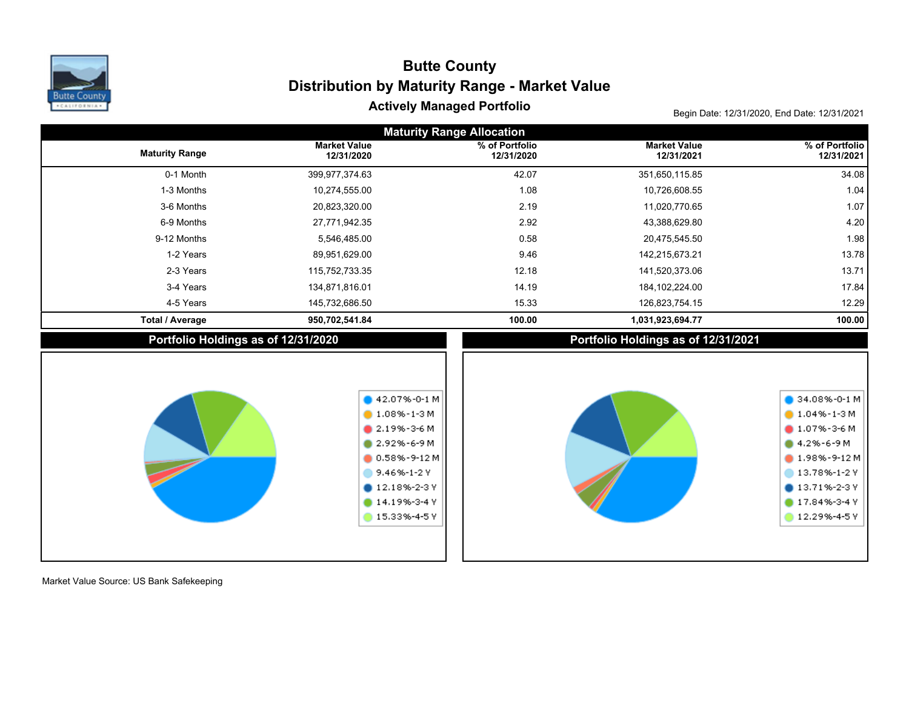# Butte County

## Distribution by Maturity Range - Market Value

### Actively Managed Portfolio

Begin Date: 12/31/2020, End Date: 12/31/2021

**Maturity Range Allocation**

| Maturity Range | Market Value 12/31/2020 | % of Portfolio 12/31/2020 | Market Value 12/31/2021 | % of Portfolio 12/31/2021 |
|---|---|---|---|---|
| 0-1 Month | 399,977,374.63 | 42.07 | 351,650,115.85 | 34.08 |
| 1-3 Months | 10,274,555.00 | 1.08 | 10,726,608.55 | 1.04 |
| 3-6 Months | 20,823,320.00 | 2.19 | 11,020,770.65 | 1.07 |
| 6-9 Months | 27,771,942.35 | 2.92 | 43,388,629.80 | 4.20 |
| 9-12 Months | 5,546,485.00 | 0.58 | 20,475,545.50 | 1.98 |
| 1-2 Years | 89,951,629.00 | 9.46 | 142,215,673.21 | 13.78 |
| 2-3 Years | 115,752,733.35 | 12.18 | 141,520,373.06 | 13.71 |
| 3-4 Years | 134,871,816.01 | 14.19 | 184,102,224.00 | 17.84 |
| 4-5 Years | 145,732,686.50 | 15.33 | 126,823,754.15 | 12.29 |
| **Total / Average** | **950,702,541.84** | **100.00** | **1,031,923,694.77** | **100.00** |

**Portfolio Holdings as of 12/31/2020**

- 42.07%-0-1 M
- 1.08%-1-3 M
- 2.19%-3-6 M
- 2.92%-6-9 M
- 0.58%-9-12 M
- 9.46%-1-2 Y
- 12.18%-2-3 Y
- 14.19%-3-4 Y
- 15.33%-4-5 Y

**Portfolio Holdings as of 12/31/2021**

- 34.08%-0-1 M
- 1.04%-1-3 M
- 1.07%-3-6 M
- 4.2%-6-9 M
- 1.98%-9-12 M
- 13.78%-1-2 Y
- 13.71%-2-3 Y
- 17.84%-3-4 Y
- 12.29%-4-5 Y

Market Value Source: US Bank Safekeeping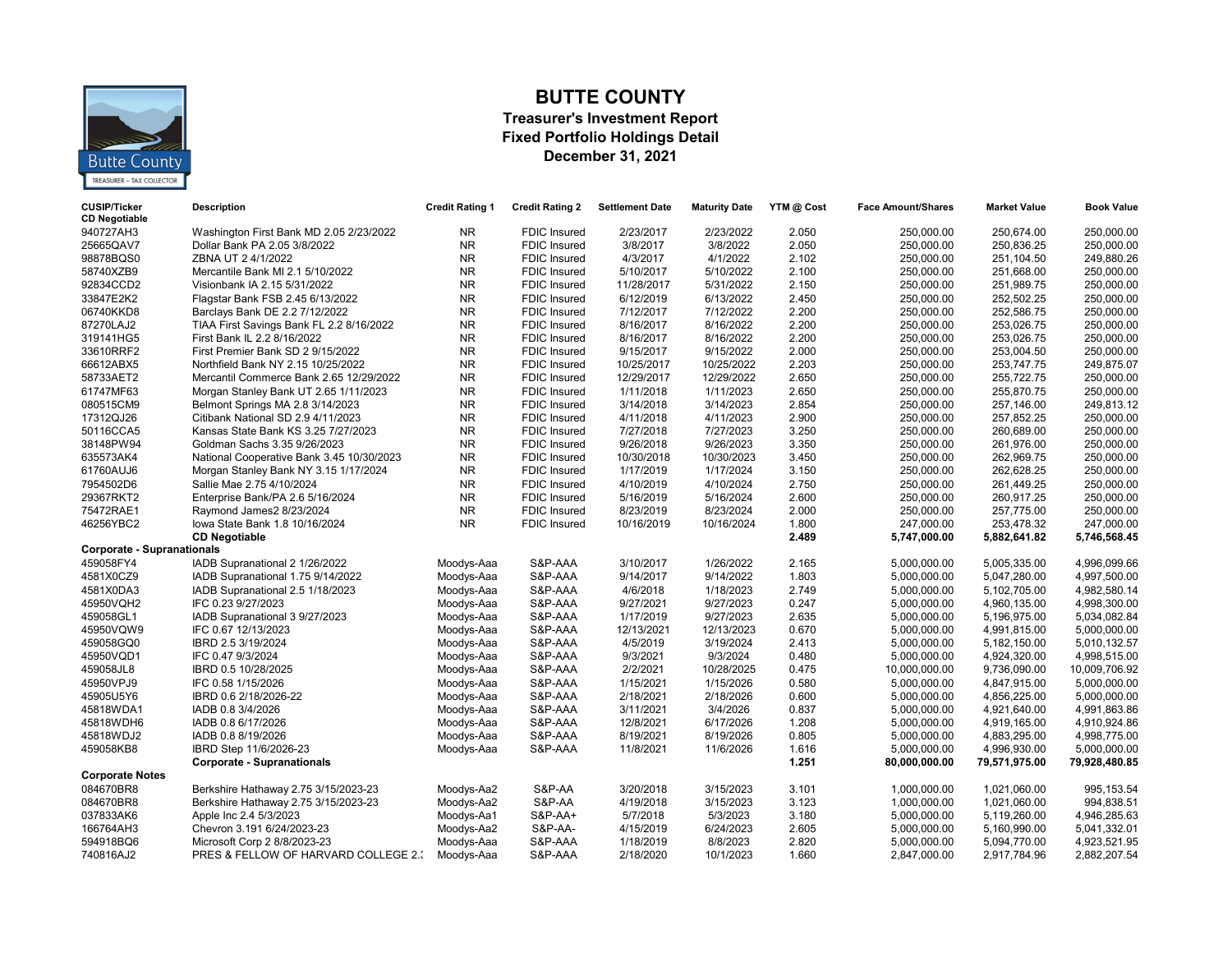# BUTTE COUNTY

## Treasurer's Investment Report
## Fixed Portfolio Holdings Detail
## December 31, 2021

| CUSIP/Ticker | Description | Credit Rating 1 | Credit Rating 2 | Settlement Date | Maturity Date | YTM @ Cost | Face Amount/Shares | Market Value | Book Value |
|---|---|---|---|---|---|---|---|---|---|
| **CD Negotiable** | | | | | | | | | |
| 940727AH3 | Washington First Bank MD 2.05 2/23/2022 | NR | FDIC Insured | 2/23/2017 | 2/23/2022 | 2.050 | 250,000.00 | 250,674.00 | 250,000.00 |
| 25665QAV7 | Dollar Bank PA 2.05 3/8/2022 | NR | FDIC Insured | 3/8/2017 | 3/8/2022 | 2.050 | 250,000.00 | 250,836.25 | 250,000.00 |
| 98878BQS0 | ZBNA UT 2 4/1/2022 | NR | FDIC Insured | 4/3/2017 | 4/1/2022 | 2.102 | 250,000.00 | 251,104.50 | 249,880.26 |
| 58740XZB9 | Mercantile Bank MI 2.1 5/10/2022 | NR | FDIC Insured | 5/10/2017 | 5/10/2022 | 2.100 | 250,000.00 | 251,668.00 | 250,000.00 |
| 92834CCD2 | Visionbank IA 2.15 5/31/2022 | NR | FDIC Insured | 11/28/2017 | 5/31/2022 | 2.150 | 250,000.00 | 251,989.75 | 250,000.00 |
| 33847E2K2 | Flagstar Bank FSB 2.45 6/13/2022 | NR | FDIC Insured | 6/12/2019 | 6/13/2022 | 2.450 | 250,000.00 | 252,502.25 | 250,000.00 |
| 06740KKD8 | Barclays Bank DE 2.2 7/12/2022 | NR | FDIC Insured | 7/12/2017 | 7/12/2022 | 2.200 | 250,000.00 | 252,586.75 | 250,000.00 |
| 87270LAJ2 | TIAA First Savings Bank FL 2.2 8/16/2022 | NR | FDIC Insured | 8/16/2017 | 8/16/2022 | 2.200 | 250,000.00 | 253,026.75 | 250,000.00 |
| 319141HG5 | First Bank IL 2.2 8/16/2022 | NR | FDIC Insured | 8/16/2017 | 8/16/2022 | 2.200 | 250,000.00 | 253,026.75 | 250,000.00 |
| 33610RRF2 | First Premier Bank SD 2 9/15/2022 | NR | FDIC Insured | 9/15/2017 | 9/15/2022 | 2.000 | 250,000.00 | 253,004.50 | 250,000.00 |
| 66612ABX5 | Northfield Bank NY 2.15 10/25/2022 | NR | FDIC Insured | 10/25/2017 | 10/25/2022 | 2.203 | 250,000.00 | 253,747.75 | 249,875.07 |
| 58733AET2 | Mercantil Commerce Bank 2.65 12/29/2022 | NR | FDIC Insured | 12/29/2017 | 12/29/2022 | 2.650 | 250,000.00 | 255,722.75 | 250,000.00 |
| 61747MF63 | Morgan Stanley Bank UT 2.65 1/11/2023 | NR | FDIC Insured | 1/11/2018 | 1/11/2023 | 2.650 | 250,000.00 | 255,870.75 | 250,000.00 |
| 080515CM9 | Belmont Springs MA 2.8 3/14/2023 | NR | FDIC Insured | 3/14/2018 | 3/14/2023 | 2.854 | 250,000.00 | 257,146.00 | 249,813.12 |
| 17312QJ26 | Citibank National SD 2.9 4/11/2023 | NR | FDIC Insured | 4/11/2018 | 4/11/2023 | 2.900 | 250,000.00 | 257,852.25 | 250,000.00 |
| 50116CCA5 | Kansas State Bank KS 3.25 7/27/2023 | NR | FDIC Insured | 7/27/2018 | 7/27/2023 | 3.250 | 250,000.00 | 260,689.00 | 250,000.00 |
| 38148PW94 | Goldman Sachs 3.35 9/26/2023 | NR | FDIC Insured | 9/26/2018 | 9/26/2023 | 3.350 | 250,000.00 | 261,976.00 | 250,000.00 |
| 635573AK4 | National Cooperative Bank 3.45 10/30/2023 | NR | FDIC Insured | 10/30/2018 | 10/30/2023 | 3.450 | 250,000.00 | 262,969.75 | 250,000.00 |
| 61760AUJ6 | Morgan Stanley Bank NY 3.15 1/17/2024 | NR | FDIC Insured | 1/17/2019 | 1/17/2024 | 3.150 | 250,000.00 | 262,628.25 | 250,000.00 |
| 7954502D6 | Sallie Mae 2.75 4/10/2024 | NR | FDIC Insured | 4/10/2019 | 4/10/2024 | 2.750 | 250,000.00 | 261,449.25 | 250,000.00 |
| 29367RKT2 | Enterprise Bank/PA 2.6 5/16/2024 | NR | FDIC Insured | 5/16/2019 | 5/16/2024 | 2.600 | 250,000.00 | 260,917.25 | 250,000.00 |
| 75472RAE1 | Raymond James2 8/23/2024 | NR | FDIC Insured | 8/23/2019 | 8/23/2024 | 2.000 | 250,000.00 | 257,775.00 | 250,000.00 |
| 46256YBC2 | Iowa State Bank 1.8 10/16/2024 | NR | FDIC Insured | 10/16/2019 | 10/16/2024 | 1.800 | 247,000.00 | 253,478.32 | 247,000.00 |
| | **CD Negotiable** | | | | | **2.489** | **5,747,000.00** | **5,882,641.82** | **5,746,568.45** |
| **Corporate - Supranationals** | | | | | | | | | |
| 459058FY4 | IADB Supranational 2 1/26/2022 | Moodys-Aaa | S&P-AAA | 3/10/2017 | 1/26/2022 | 2.165 | 5,000,000.00 | 5,005,335.00 | 4,996,099.66 |
| 4581X0CZ9 | IADB Supranational 1.75 9/14/2022 | Moodys-Aaa | S&P-AAA | 9/14/2017 | 9/14/2022 | 1.803 | 5,000,000.00 | 5,047,280.00 | 4,997,500.00 |
| 4581X0DA3 | IADB Supranational 2.5 1/18/2023 | Moodys-Aaa | S&P-AAA | 4/6/2018 | 1/18/2023 | 2.749 | 5,000,000.00 | 5,102,705.00 | 4,982,580.14 |
| 45950VQH2 | IFC 0.23 9/27/2023 | Moodys-Aaa | S&P-AAA | 9/27/2021 | 9/27/2023 | 0.247 | 5,000,000.00 | 4,960,135.00 | 4,998,300.00 |
| 459058GL1 | IADB Supranational 3 9/27/2023 | Moodys-Aaa | S&P-AAA | 1/17/2019 | 9/27/2023 | 2.635 | 5,000,000.00 | 5,196,975.00 | 5,034,082.84 |
| 45950VQW9 | IFC 0.67 12/13/2023 | Moodys-Aaa | S&P-AAA | 12/13/2021 | 12/13/2023 | 0.670 | 5,000,000.00 | 4,991,815.00 | 5,000,000.00 |
| 459058GQ0 | IBRD 2.5 3/19/2024 | Moodys-Aaa | S&P-AAA | 4/5/2019 | 3/19/2024 | 2.413 | 5,000,000.00 | 5,182,150.00 | 5,010,132.57 |
| 45950VQD1 | IFC 0.47 9/3/2024 | Moodys-Aaa | S&P-AAA | 9/3/2021 | 9/3/2024 | 0.480 | 5,000,000.00 | 4,924,320.00 | 4,998,515.00 |
| 459058JL8 | IBRD 0.5 10/28/2025 | Moodys-Aaa | S&P-AAA | 2/2/2021 | 10/28/2025 | 0.475 | 10,000,000.00 | 9,736,090.00 | 10,009,706.92 |
| 45950VPJ9 | IFC 0.58 1/15/2026 | Moodys-Aaa | S&P-AAA | 1/15/2021 | 1/15/2026 | 0.580 | 5,000,000.00 | 4,847,915.00 | 5,000,000.00 |
| 45905U5Y6 | IBRD 0.6 2/18/2026-22 | Moodys-Aaa | S&P-AAA | 2/18/2021 | 2/18/2026 | 0.600 | 5,000,000.00 | 4,856,225.00 | 5,000,000.00 |
| 45818WDA1 | IADB 0.8 3/4/2026 | Moodys-Aaa | S&P-AAA | 3/11/2021 | 3/4/2026 | 0.837 | 5,000,000.00 | 4,921,640.00 | 4,991,863.86 |
| 45818WDH6 | IADB 0.8 6/17/2026 | Moodys-Aaa | S&P-AAA | 12/8/2021 | 6/17/2026 | 1.208 | 5,000,000.00 | 4,919,165.00 | 4,910,924.86 |
| 45818WDJ2 | IADB 0.8 8/19/2026 | Moodys-Aaa | S&P-AAA | 8/19/2021 | 8/19/2026 | 0.805 | 5,000,000.00 | 4,883,295.00 | 4,998,775.00 |
| 459058KB8 | IBRD Step 11/6/2026-23 | Moodys-Aaa | S&P-AAA | 11/8/2021 | 11/6/2026 | 1.616 | 5,000,000.00 | 4,996,930.00 | 5,000,000.00 |
| | **Corporate - Supranationals** | | | | | **1.251** | **80,000,000.00** | **79,571,975.00** | **79,928,480.85** |
| **Corporate Notes** | | | | | | | | | |
| 084670BR8 | Berkshire Hathaway 2.75 3/15/2023-23 | Moodys-Aa2 | S&P-AA | 3/20/2018 | 3/15/2023 | 3.101 | 1,000,000.00 | 1,021,060.00 | 995,153.54 |
| 084670BR8 | Berkshire Hathaway 2.75 3/15/2023-23 | Moodys-Aa2 | S&P-AA | 4/19/2018 | 3/15/2023 | 3.123 | 1,000,000.00 | 1,021,060.00 | 994,838.51 |
| 037833AK6 | Apple Inc 2.4 5/3/2023 | Moodys-Aa1 | S&P-AA+ | 5/7/2018 | 5/3/2023 | 3.180 | 5,000,000.00 | 5,119,260.00 | 4,946,285.63 |
| 166764AH3 | Chevron 3.191 6/24/2023-23 | Moodys-Aa2 | S&P-AA- | 4/15/2019 | 6/24/2023 | 2.605 | 5,000,000.00 | 5,160,990.00 | 5,041,332.01 |
| 594918BQ6 | Microsoft Corp 2 8/8/2023-23 | Moodys-Aaa | S&P-AAA | 1/18/2019 | 8/8/2023 | 2.820 | 5,000,000.00 | 5,094,770.00 | 4,923,521.95 |
| 740816AJ2 | PRES & FELLOW OF HARVARD COLLEGE 2.: | Moodys-Aaa | S&P-AAA | 2/18/2020 | 10/1/2023 | 1.660 | 2,847,000.00 | 2,917,784.96 | 2,882,207.54 |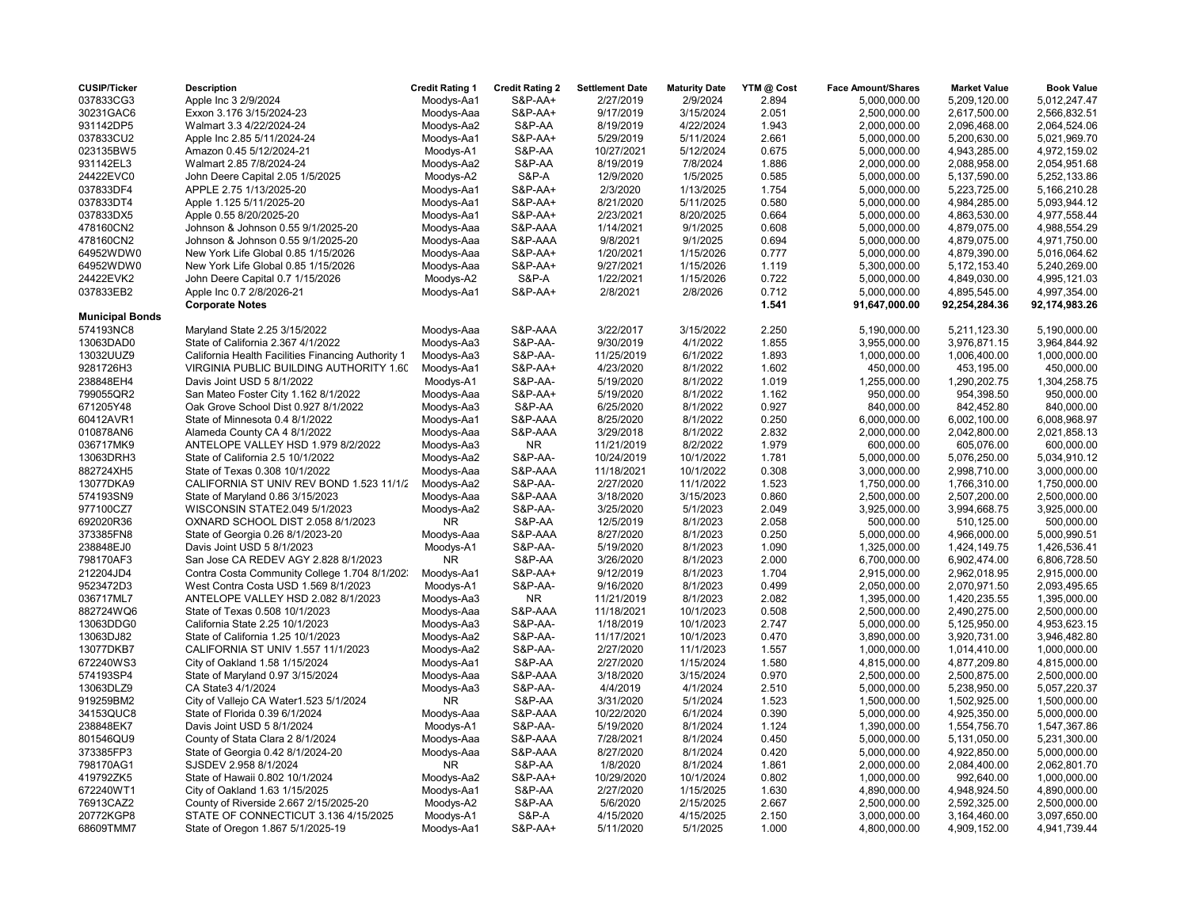| CUSIP/Ticker | Description | Credit Rating 1 | Credit Rating 2 | Settlement Date | Maturity Date | YTM @ Cost | Face Amount/Shares | Market Value | Book Value |
|---|---|---|---|---|---|---|---|---|---|
| 037833CG3 | Apple Inc 3 2/9/2024 | Moodys-Aa1 | S&P-AA+ | 2/27/2019 | 2/9/2024 | 2.894 | 5,000,000.00 | 5,209,120.00 | 5,012,247.47 |
| 30231GAC6 | Exxon 3.176 3/15/2024-23 | Moodys-Aaa | S&P-AA+ | 9/17/2019 | 3/15/2024 | 2.051 | 2,500,000.00 | 2,617,500.00 | 2,566,832.51 |
| 931142DP5 | Walmart 3.3 4/22/2024-24 | Moodys-Aa2 | S&P-AA | 8/19/2019 | 4/22/2024 | 1.943 | 2,000,000.00 | 2,096,468.00 | 2,064,524.06 |
| 037833CU2 | Apple Inc 2.85 5/11/2024-24 | Moodys-Aa1 | S&P-AA+ | 5/29/2019 | 5/11/2024 | 2.661 | 5,000,000.00 | 5,200,630.00 | 5,021,969.70 |
| 023135BW5 | Amazon 0.45 5/12/2024-21 | Moodys-A1 | S&P-AA | 10/27/2021 | 5/12/2024 | 0.675 | 5,000,000.00 | 4,943,285.00 | 4,972,159.02 |
| 931142EL3 | Walmart 2.85 7/8/2024-24 | Moodys-Aa2 | S&P-AA | 8/19/2019 | 7/8/2024 | 1.886 | 2,000,000.00 | 2,088,958.00 | 2,054,951.68 |
| 24422EVC0 | John Deere Capital 2.05 1/5/2025 | Moodys-A2 | S&P-A | 12/9/2020 | 1/5/2025 | 0.585 | 5,000,000.00 | 5,137,590.00 | 5,252,133.86 |
| 037833DF4 | APPLE 2.75 1/13/2025-20 | Moodys-Aa1 | S&P-AA+ | 2/3/2020 | 1/13/2025 | 1.754 | 5,000,000.00 | 5,223,725.00 | 5,166,210.28 |
| 037833DT4 | Apple 1.125 5/11/2025-20 | Moodys-Aa1 | S&P-AA+ | 8/21/2020 | 5/11/2025 | 0.580 | 5,000,000.00 | 4,984,285.00 | 5,093,944.12 |
| 037833DX5 | Apple 0.55 8/20/2025-20 | Moodys-Aa1 | S&P-AA+ | 2/23/2021 | 8/20/2025 | 0.664 | 5,000,000.00 | 4,863,530.00 | 4,977,558.44 |
| 478160CN2 | Johnson & Johnson 0.55 9/1/2025-20 | Moodys-Aaa | S&P-AAA | 1/14/2021 | 9/1/2025 | 0.608 | 5,000,000.00 | 4,879,075.00 | 4,988,554.29 |
| 478160CN2 | Johnson & Johnson 0.55 9/1/2025-20 | Moodys-Aaa | S&P-AAA | 9/8/2021 | 9/1/2025 | 0.694 | 5,000,000.00 | 4,879,075.00 | 4,971,750.00 |
| 64952WDW0 | New York Life Global 0.85 1/15/2026 | Moodys-Aaa | S&P-AA+ | 1/20/2021 | 1/15/2026 | 0.777 | 5,000,000.00 | 4,879,390.00 | 5,016,064.62 |
| 64952WDW0 | New York Life Global 0.85 1/15/2026 | Moodys-Aaa | S&P-AA+ | 9/27/2021 | 1/15/2026 | 1.119 | 5,300,000.00 | 5,172,153.40 | 5,240,269.00 |
| 24422EVK2 | John Deere Capital 0.7 1/15/2026 | Moodys-A2 | S&P-A | 1/22/2021 | 1/15/2026 | 0.722 | 5,000,000.00 | 4,849,030.00 | 4,995,121.03 |
| 037833EB2 | Apple Inc 0.7 2/8/2026-21 | Moodys-Aa1 | S&P-AA+ | 2/8/2021 | 2/8/2026 | 0.712 | 5,000,000.00 | 4,895,545.00 | 4,997,354.00 |
| | **Corporate Notes** | | | | | **1.541** | **91,647,000.00** | **92,254,284.36** | **92,174,983.26** |
| **Municipal Bonds** | | | | | | | | | |
| 574193NC8 | Maryland State 2.25 3/15/2022 | Moodys-Aaa | S&P-AAA | 3/22/2017 | 3/15/2022 | 2.250 | 5,190,000.00 | 5,211,123.30 | 5,190,000.00 |
| 13063DAD0 | State of California 2.367 4/1/2022 | Moodys-Aa3 | S&P-AA- | 9/30/2019 | 4/1/2022 | 1.855 | 3,955,000.00 | 3,976,871.15 | 3,964,844.92 |
| 13032UUZ9 | California Health Facilities Financing Authority 1 | Moodys-Aa3 | S&P-AA- | 11/25/2019 | 6/1/2022 | 1.893 | 1,000,000.00 | 1,006,400.00 | 1,000,000.00 |
| 9281726H3 | VIRGINIA PUBLIC BUILDING AUTHORITY 1.60 | Moodys-Aa1 | S&P-AA+ | 4/23/2020 | 8/1/2022 | 1.602 | 450,000.00 | 453,195.00 | 450,000.00 |
| 238848EH4 | Davis Joint USD 5 8/1/2022 | Moodys-A1 | S&P-AA- | 5/19/2020 | 8/1/2022 | 1.019 | 1,255,000.00 | 1,290,202.75 | 1,304,258.75 |
| 799055QR2 | San Mateo Foster City 1.162 8/1/2022 | Moodys-Aaa | S&P-AA+ | 5/19/2020 | 8/1/2022 | 1.162 | 950,000.00 | 954,398.50 | 950,000.00 |
| 671205Y48 | Oak Grove School Dist 0.927 8/1/2022 | Moodys-Aa3 | S&P-AA | 6/25/2020 | 8/1/2022 | 0.927 | 840,000.00 | 842,452.80 | 840,000.00 |
| 60412AVR1 | State of Minnesota 0.4 8/1/2022 | Moodys-Aa1 | S&P-AAA | 8/25/2020 | 8/1/2022 | 0.250 | 6,000,000.00 | 6,002,100.00 | 6,008,968.97 |
| 010878AN6 | Alameda County CA 4 8/1/2022 | Moodys-Aaa | S&P-AAA | 3/29/2018 | 8/1/2022 | 2.832 | 2,000,000.00 | 2,042,800.00 | 2,021,858.13 |
| 036717MK9 | ANTELOPE VALLEY HSD 1.979 8/2/2022 | Moodys-Aa3 | NR | 11/21/2019 | 8/2/2022 | 1.979 | 600,000.00 | 605,076.00 | 600,000.00 |
| 13063DRH3 | State of California 2.5 10/1/2022 | Moodys-Aa2 | S&P-AA- | 10/24/2019 | 10/1/2022 | 1.781 | 5,000,000.00 | 5,076,250.00 | 5,034,910.12 |
| 882724XH5 | State of Texas 0.308 10/1/2022 | Moodys-Aaa | S&P-AAA | 11/18/2021 | 10/1/2022 | 0.308 | 3,000,000.00 | 2,998,710.00 | 3,000,000.00 |
| 13077DKA9 | CALIFORNIA ST UNIV REV BOND 1.523 11/1/2 | Moodys-Aa2 | S&P-AA- | 2/27/2020 | 11/1/2022 | 1.523 | 1,750,000.00 | 1,766,310.00 | 1,750,000.00 |
| 574193SN9 | State of Maryland 0.86 3/15/2023 | Moodys-Aaa | S&P-AAA | 3/18/2020 | 3/15/2023 | 0.860 | 2,500,000.00 | 2,507,200.00 | 2,500,000.00 |
| 977100CZ7 | WISCONSIN STATE2.049 5/1/2023 | Moodys-Aa2 | S&P-AA- | 3/25/2020 | 5/1/2023 | 2.049 | 3,925,000.00 | 3,994,668.75 | 3,925,000.00 |
| 692020R36 | OXNARD SCHOOL DIST 2.058 8/1/2023 | NR | S&P-AA | 12/5/2019 | 8/1/2023 | 2.058 | 500,000.00 | 510,125.00 | 500,000.00 |
| 373385FN8 | State of Georgia 0.26 8/1/2023-20 | Moodys-Aaa | S&P-AAA | 8/27/2020 | 8/1/2023 | 0.250 | 5,000,000.00 | 4,966,000.00 | 5,000,990.51 |
| 238848EJ0 | Davis Joint USD 5 8/1/2023 | Moodys-A1 | S&P-AA- | 5/19/2020 | 8/1/2023 | 1.090 | 1,325,000.00 | 1,424,149.75 | 1,426,536.41 |
| 798170AF3 | San Jose CA REDEV AGY 2.828 8/1/2023 | NR | S&P-AA | 3/26/2020 | 8/1/2023 | 2.000 | 6,700,000.00 | 6,902,474.00 | 6,806,728.50 |
| 212204JD4 | Contra Costa Community College 1.704 8/1/202 | Moodys-Aa1 | S&P-AA+ | 9/12/2019 | 8/1/2023 | 1.704 | 2,915,000.00 | 2,962,018.95 | 2,915,000.00 |
| 9523472D3 | West Contra Costa USD 1.569 8/1/2023 | Moodys-A1 | S&P-AA- | 9/16/2020 | 8/1/2023 | 0.499 | 2,050,000.00 | 2,070,971.50 | 2,093,495.65 |
| 036717ML7 | ANTELOPE VALLEY HSD 2.082 8/1/2023 | Moodys-Aa3 | NR | 11/21/2019 | 8/1/2023 | 2.082 | 1,395,000.00 | 1,420,235.55 | 1,395,000.00 |
| 882724WQ6 | State of Texas 0.508 10/1/2023 | Moodys-Aaa | S&P-AAA | 11/18/2021 | 10/1/2023 | 0.508 | 2,500,000.00 | 2,490,275.00 | 2,500,000.00 |
| 13063DDG0 | California State 2.25 10/1/2023 | Moodys-Aa3 | S&P-AA- | 1/18/2019 | 10/1/2023 | 2.747 | 5,000,000.00 | 5,125,950.00 | 4,953,623.15 |
| 13063DJ82 | State of California 1.25 10/1/2023 | Moodys-Aa2 | S&P-AA- | 11/17/2021 | 10/1/2023 | 0.470 | 3,890,000.00 | 3,920,731.00 | 3,946,482.80 |
| 13077DKB7 | CALIFORNIA ST UNIV 1.557 11/1/2023 | Moodys-Aa2 | S&P-AA- | 2/27/2020 | 11/1/2023 | 1.557 | 1,000,000.00 | 1,014,410.00 | 1,000,000.00 |
| 672240WS3 | City of Oakland 1.58 1/15/2024 | Moodys-Aa1 | S&P-AA | 2/27/2020 | 1/15/2024 | 1.580 | 4,815,000.00 | 4,877,209.80 | 4,815,000.00 |
| 574193SP4 | State of Maryland 0.97 3/15/2024 | Moodys-Aaa | S&P-AAA | 3/18/2020 | 3/15/2024 | 0.970 | 2,500,000.00 | 2,500,875.00 | 2,500,000.00 |
| 13063DLZ9 | CA State3 4/1/2024 | Moodys-Aa3 | S&P-AA- | 4/4/2019 | 4/1/2024 | 2.510 | 5,000,000.00 | 5,238,950.00 | 5,057,220.37 |
| 919259BM2 | City of Vallejo CA Water1.523 5/1/2024 | NR | S&P-AA | 3/31/2020 | 5/1/2024 | 1.523 | 1,500,000.00 | 1,502,925.00 | 1,500,000.00 |
| 34153QUC8 | State of Florida 0.39 6/1/2024 | Moodys-Aaa | S&P-AAA | 10/22/2020 | 6/1/2024 | 0.390 | 5,000,000.00 | 4,925,350.00 | 5,000,000.00 |
| 238848EK7 | Davis Joint USD 5 8/1/2024 | Moodys-A1 | S&P-AA- | 5/19/2020 | 8/1/2024 | 1.124 | 1,390,000.00 | 1,554,756.70 | 1,547,367.86 |
| 801546QU9 | County of Stata Clara 2 8/1/2024 | Moodys-Aaa | S&P-AAA | 7/28/2021 | 8/1/2024 | 0.450 | 5,000,000.00 | 5,131,050.00 | 5,231,300.00 |
| 373385FP3 | State of Georgia 0.42 8/1/2024-20 | Moodys-Aaa | S&P-AAA | 8/27/2020 | 8/1/2024 | 0.420 | 5,000,000.00 | 4,922,850.00 | 5,000,000.00 |
| 798170AG1 | SJSDEV 2.958 8/1/2024 | NR | S&P-AA | 1/8/2020 | 8/1/2024 | 1.861 | 2,000,000.00 | 2,084,400.00 | 2,062,801.70 |
| 419792ZK5 | State of Hawaii 0.802 10/1/2024 | Moodys-Aa2 | S&P-AA+ | 10/29/2020 | 10/1/2024 | 0.802 | 1,000,000.00 | 992,640.00 | 1,000,000.00 |
| 672240WT1 | City of Oakland 1.63 1/15/2025 | Moodys-Aa1 | S&P-AA | 2/27/2020 | 1/15/2025 | 1.630 | 4,890,000.00 | 4,948,924.50 | 4,890,000.00 |
| 76913CAZ2 | County of Riverside 2.667 2/15/2025-20 | Moodys-A2 | S&P-AA | 5/6/2020 | 2/15/2025 | 2.667 | 2,500,000.00 | 2,592,325.00 | 2,500,000.00 |
| 20772KGP8 | STATE OF CONNECTICUT 3.136 4/15/2025 | Moodys-A1 | S&P-A | 4/15/2020 | 4/15/2025 | 2.150 | 3,000,000.00 | 3,164,460.00 | 3,097,650.00 |
| 68609TMM7 | State of Oregon 1.867 5/1/2025-19 | Moodys-Aa1 | S&P-AA+ | 5/11/2020 | 5/1/2025 | 1.000 | 4,800,000.00 | 4,909,152.00 | 4,941,739.44 |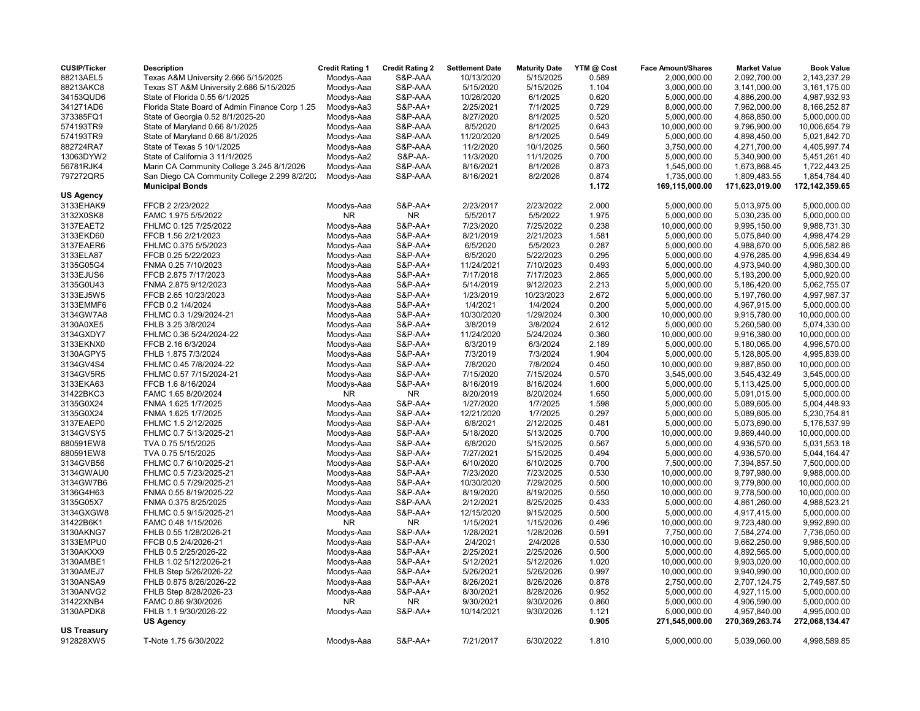| CUSIP/Ticker | Description | Credit Rating 1 | Credit Rating 2 | Settlement Date | Maturity Date | YTM @ Cost | Face Amount/Shares | Market Value | Book Value |
|---|---|---|---|---|---|---|---|---|---|
| 88213AEL5 | Texas A&M University 2.666 5/15/2025 | Moodys-Aaa | S&P-AAA | 10/13/2020 | 5/15/2025 | 0.589 | 2,000,000.00 | 2,092,700.00 | 2,143,237.29 |
| 88213AKC8 | Texas ST A&M University 2.686 5/15/2025 | Moodys-Aaa | S&P-AAA | 5/15/2020 | 5/15/2025 | 1.104 | 3,000,000.00 | 3,141,000.00 | 3,161,175.00 |
| 34153QUD6 | State of Florida 0.55 6/1/2025 | Moodys-Aaa | S&P-AAA | 10/26/2020 | 6/1/2025 | 0.620 | 5,000,000.00 | 4,886,200.00 | 4,987,932.93 |
| 341271AD6 | Florida State Board of Admin Finance Corp 1.25 | Moodys-Aa3 | S&P-AA+ | 2/25/2021 | 7/1/2025 | 0.729 | 8,000,000.00 | 7,962,000.00 | 8,166,252.87 |
| 373385FQ1 | State of Georgia 0.52 8/1/2025-20 | Moodys-Aaa | S&P-AAA | 8/27/2020 | 8/1/2025 | 0.520 | 5,000,000.00 | 4,868,850.00 | 5,000,000.00 |
| 574193TR9 | State of Maryland 0.66 8/1/2025 | Moodys-Aaa | S&P-AAA | 8/5/2020 | 8/1/2025 | 0.643 | 10,000,000.00 | 9,796,900.00 | 10,006,654.79 |
| 574193TR9 | State of Maryland 0.66 8/1/2025 | Moodys-Aaa | S&P-AAA | 11/20/2020 | 8/1/2025 | 0.549 | 5,000,000.00 | 4,898,450.00 | 5,021,842.70 |
| 882724RA7 | State of Texas 5 10/1/2025 | Moodys-Aaa | S&P-AAA | 11/2/2020 | 10/1/2025 | 0.560 | 3,750,000.00 | 4,271,700.00 | 4,405,997.74 |
| 13063DYW2 | State of California 3 11/1/2025 | Moodys-Aa2 | S&P-AA- | 11/3/2020 | 11/1/2025 | 0.700 | 5,000,000.00 | 5,340,900.00 | 5,451,261.40 |
| 56781RJK4 | Marin CA Community College 3.245 8/1/2026 | Moodys-Aaa | S&P-AAA | 8/16/2021 | 8/1/2026 | 0.873 | 1,545,000.00 | 1,673,868.45 | 1,722,443.25 |
| 797272QR5 | San Diego CA Community College 2.299 8/2/202 | Moodys-Aaa | S&P-AAA | 8/16/2021 | 8/2/2026 | 0.874 | 1,735,000.00 | 1,809,483.55 | 1,854,784.40 |
| | **Municipal Bonds** | | | | | **1.172** | **169,115,000.00** | **171,623,019.00** | **172,142,359.65** |
| **US Agency** | | | | | | | | | |
| 3133EHAK9 | FFCB 2 2/23/2022 | Moodys-Aaa | S&P-AA+ | 2/23/2017 | 2/23/2022 | 2.000 | 5,000,000.00 | 5,013,975.00 | 5,000,000.00 |
| 3132X0SK8 | FAMC 1.975 5/5/2022 | NR | NR | 5/5/2017 | 5/5/2022 | 1.975 | 5,000,000.00 | 5,030,235.00 | 5,000,000.00 |
| 3137EAET2 | FHLMC 0.125 7/25/2022 | Moodys-Aaa | S&P-AA+ | 7/23/2020 | 7/25/2022 | 0.238 | 10,000,000.00 | 9,995,150.00 | 9,988,731.30 |
| 3133EKD60 | FFCB 1.56 2/21/2023 | Moodys-Aaa | S&P-AA+ | 8/21/2019 | 2/21/2023 | 1.581 | 5,000,000.00 | 5,075,840.00 | 4,998,474.29 |
| 3137EAER6 | FHLMC 0.375 5/5/2023 | Moodys-Aaa | S&P-AA+ | 6/5/2020 | 5/5/2023 | 0.287 | 5,000,000.00 | 4,988,670.00 | 5,006,582.86 |
| 3133ELA87 | FFCB 0.25 5/22/2023 | Moodys-Aaa | S&P-AA+ | 6/5/2020 | 5/22/2023 | 0.295 | 5,000,000.00 | 4,976,285.00 | 4,996,634.49 |
| 3135G05G4 | FNMA 0.25 7/10/2023 | Moodys-Aaa | S&P-AA+ | 11/24/2021 | 7/10/2023 | 0.493 | 5,000,000.00 | 4,973,940.00 | 4,980,300.00 |
| 3133EJUS6 | FFCB 2.875 7/17/2023 | Moodys-Aaa | S&P-AA+ | 7/17/2018 | 7/17/2023 | 2.865 | 5,000,000.00 | 5,193,200.00 | 5,000,920.00 |
| 3135G0U43 | FNMA 2.875 9/12/2023 | Moodys-Aaa | S&P-AA+ | 5/14/2019 | 9/12/2023 | 2.213 | 5,000,000.00 | 5,186,420.00 | 5,062,755.07 |
| 3133EJ5W5 | FFCB 2.65 10/23/2023 | Moodys-Aaa | S&P-AA+ | 1/23/2019 | 10/23/2023 | 2.672 | 5,000,000.00 | 5,197,760.00 | 4,997,987.37 |
| 3133EMMF6 | FFCB 0.2 1/4/2024 | Moodys-Aaa | S&P-AA+ | 1/4/2021 | 1/4/2024 | 0.200 | 5,000,000.00 | 4,967,915.00 | 5,000,000.00 |
| 3134GW7A8 | FHLMC 0.3 1/29/2024-21 | Moodys-Aaa | S&P-AA+ | 10/30/2020 | 1/29/2024 | 0.300 | 10,000,000.00 | 9,915,780.00 | 10,000,000.00 |
| 3130A0XE5 | FHLB 3.25 3/8/2024 | Moodys-Aaa | S&P-AA+ | 3/8/2019 | 3/8/2024 | 2.612 | 5,000,000.00 | 5,260,580.00 | 5,074,330.00 |
| 3134GXDY7 | FHLMC 0.36 5/24/2024-22 | Moodys-Aaa | S&P-AA+ | 11/24/2020 | 5/24/2024 | 0.360 | 10,000,000.00 | 9,916,380.00 | 10,000,000.00 |
| 3133EKNX0 | FFCB 2.16 6/3/2024 | Moodys-Aaa | S&P-AA+ | 6/3/2019 | 6/3/2024 | 2.189 | 5,000,000.00 | 5,180,065.00 | 4,996,570.00 |
| 3130AGPY5 | FHLB 1.875 7/3/2024 | Moodys-Aaa | S&P-AA+ | 7/3/2019 | 7/3/2024 | 1.904 | 5,000,000.00 | 5,128,805.00 | 4,995,839.00 |
| 3134GV4S4 | FHLMC 0.45 7/8/2024-22 | Moodys-Aaa | S&P-AA+ | 7/8/2020 | 7/8/2024 | 0.450 | 10,000,000.00 | 9,887,850.00 | 10,000,000.00 |
| 3134GV5R5 | FHLMC 0.57 7/15/2024-21 | Moodys-Aaa | S&P-AA+ | 7/15/2020 | 7/15/2024 | 0.570 | 3,545,000.00 | 3,545,432.49 | 3,545,000.00 |
| 3133EKA63 | FFCB 1.6 8/16/2024 | Moodys-Aaa | S&P-AA+ | 8/16/2019 | 8/16/2024 | 1.600 | 5,000,000.00 | 5,113,425.00 | 5,000,000.00 |
| 31422BKC3 | FAMC 1.65 8/20/2024 | NR | NR | 8/20/2019 | 8/20/2024 | 1.650 | 5,000,000.00 | 5,091,015.00 | 5,000,000.00 |
| 3135G0X24 | FNMA 1.625 1/7/2025 | Moodys-Aaa | S&P-AA+ | 1/27/2020 | 1/7/2025 | 1.598 | 5,000,000.00 | 5,089,605.00 | 5,004,448.93 |
| 3135G0X24 | FNMA 1.625 1/7/2025 | Moodys-Aaa | S&P-AA+ | 12/21/2020 | 1/7/2025 | 0.297 | 5,000,000.00 | 5,089,605.00 | 5,230,754.81 |
| 3137EAEP0 | FHLMC 1.5 2/12/2025 | Moodys-Aaa | S&P-AA+ | 6/8/2021 | 2/12/2025 | 0.481 | 5,000,000.00 | 5,073,690.00 | 5,176,537.99 |
| 3134GVSY5 | FHLMC 0.7 5/13/2025-21 | Moodys-Aaa | S&P-AA+ | 5/18/2020 | 5/13/2025 | 0.700 | 10,000,000.00 | 9,869,440.00 | 10,000,000.00 |
| 880591EW8 | TVA 0.75 5/15/2025 | Moodys-Aaa | S&P-AA+ | 6/8/2020 | 5/15/2025 | 0.567 | 5,000,000.00 | 4,936,570.00 | 5,031,553.18 |
| 880591EW8 | TVA 0.75 5/15/2025 | Moodys-Aaa | S&P-AA+ | 7/27/2021 | 5/15/2025 | 0.494 | 5,000,000.00 | 4,936,570.00 | 5,044,164.47 |
| 3134GVB56 | FHLMC 0.7 6/10/2025-21 | Moodys-Aaa | S&P-AA+ | 6/10/2020 | 6/10/2025 | 0.700 | 7,500,000.00 | 7,394,857.50 | 7,500,000.00 |
| 3134GWAU0 | FHLMC 0.5 7/23/2025-21 | Moodys-Aaa | S&P-AA+ | 7/23/2020 | 7/23/2025 | 0.530 | 10,000,000.00 | 9,797,980.00 | 9,988,000.00 |
| 3134GW7B6 | FHLMC 0.5 7/29/2025-21 | Moodys-Aaa | S&P-AA+ | 10/30/2020 | 7/29/2025 | 0.500 | 10,000,000.00 | 9,779,800.00 | 10,000,000.00 |
| 3136G4H63 | FNMA 0.55 8/19/2025-22 | Moodys-Aaa | S&P-AA+ | 8/19/2020 | 8/19/2025 | 0.550 | 10,000,000.00 | 9,778,500.00 | 10,000,000.00 |
| 3135G05X7 | FNMA 0.375 8/25/2025 | Moodys-Aaa | S&P-AAA | 2/12/2021 | 8/25/2025 | 0.433 | 5,000,000.00 | 4,861,260.00 | 4,988,523.21 |
| 3134GXGW8 | FHLMC 0.5 9/15/2025-21 | Moodys-Aaa | S&P-AA+ | 12/15/2020 | 9/15/2025 | 0.500 | 5,000,000.00 | 4,917,415.00 | 5,000,000.00 |
| 31422B6K1 | FAMC 0.48 1/15/2026 | NR | NR | 1/15/2021 | 1/15/2026 | 0.496 | 10,000,000.00 | 9,723,480.00 | 9,992,890.00 |
| 3130AKNG7 | FHLB 0.55 1/28/2026-21 | Moodys-Aaa | S&P-AA+ | 1/28/2021 | 1/28/2026 | 0.591 | 7,750,000.00 | 7,584,274.00 | 7,736,050.00 |
| 3133EMPU0 | FFCB 0.5 2/4/2026-21 | Moodys-Aaa | S&P-AA+ | 2/4/2021 | 2/4/2026 | 0.530 | 10,000,000.00 | 9,662,250.00 | 9,986,500.00 |
| 3130AKXX9 | FHLB 0.5 2/25/2026-22 | Moodys-Aaa | S&P-AA+ | 2/25/2021 | 2/25/2026 | 0.500 | 5,000,000.00 | 4,892,565.00 | 5,000,000.00 |
| 3130AMBE1 | FHLB 1.02 5/12/2026-21 | Moodys-Aaa | S&P-AA+ | 5/12/2021 | 5/12/2026 | 1.020 | 10,000,000.00 | 9,903,020.00 | 10,000,000.00 |
| 3130AMEJ7 | FHLB Step 5/26/2026-22 | Moodys-Aaa | S&P-AA+ | 5/26/2021 | 5/26/2026 | 0.997 | 10,000,000.00 | 9,940,990.00 | 10,000,000.00 |
| 3130ANSA9 | FHLB 0.875 8/26/2026-22 | Moodys-Aaa | S&P-AA+ | 8/26/2021 | 8/26/2026 | 0.878 | 2,750,000.00 | 2,707,124.75 | 2,749,587.50 |
| 3130ANVG2 | FHLB Step 8/28/2026-23 | Moodys-Aaa | S&P-AA+ | 8/30/2021 | 8/28/2026 | 0.952 | 5,000,000.00 | 4,927,115.00 | 5,000,000.00 |
| 31422XNB4 | FAMC 0.86 9/30/2026 | NR | NR | 9/30/2021 | 9/30/2026 | 0.860 | 5,000,000.00 | 4,906,590.00 | 5,000,000.00 |
| 3130APDK8 | FHLB 1.1 9/30/2026-22 | Moodys-Aaa | S&P-AA+ | 10/14/2021 | 9/30/2026 | 1.121 | 5,000,000.00 | 4,957,840.00 | 4,995,000.00 |
| | **US Agency** | | | | | **0.905** | **271,545,000.00** | **270,369,263.74** | **272,068,134.47** |
| **US Treasury** | | | | | | | | | |
| 912828XW5 | T-Note 1.75 6/30/2022 | Moodys-Aaa | S&P-AA+ | 7/21/2017 | 6/30/2022 | 1.810 | 5,000,000.00 | 5,039,060.00 | 4,998,589.85 |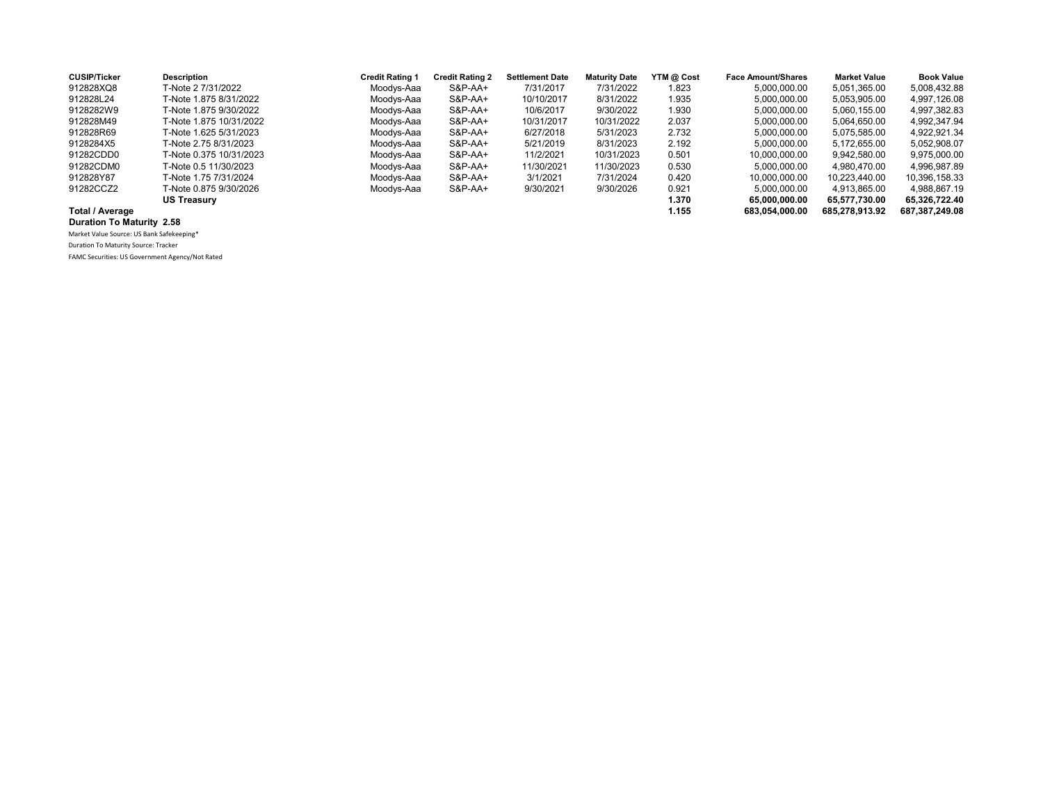| CUSIP/Ticker | Description | Credit Rating 1 | Credit Rating 2 | Settlement Date | Maturity Date | YTM @ Cost | Face Amount/Shares | Market Value | Book Value |
|---|---|---|---|---|---|---|---|---|---|
| 912828XQ8 | T-Note 2 7/31/2022 | Moodys-Aaa | S&P-AA+ | 7/31/2017 | 7/31/2022 | 1.823 | 5,000,000.00 | 5,051,365.00 | 5,008,432.88 |
| 912828L24 | T-Note 1.875 8/31/2022 | Moodys-Aaa | S&P-AA+ | 10/10/2017 | 8/31/2022 | 1.935 | 5,000,000.00 | 5,053,905.00 | 4,997,126.08 |
| 9128282W9 | T-Note 1.875 9/30/2022 | Moodys-Aaa | S&P-AA+ | 10/6/2017 | 9/30/2022 | 1.930 | 5,000,000.00 | 5,060,155.00 | 4,997,382.83 |
| 912828M49 | T-Note 1.875 10/31/2022 | Moodys-Aaa | S&P-AA+ | 10/31/2017 | 10/31/2022 | 2.037 | 5,000,000.00 | 5,064,650.00 | 4,992,347.94 |
| 912828R69 | T-Note 1.625 5/31/2023 | Moodys-Aaa | S&P-AA+ | 6/27/2018 | 5/31/2023 | 2.732 | 5,000,000.00 | 5,075,585.00 | 4,922,921.34 |
| 9128284X5 | T-Note 2.75 8/31/2023 | Moodys-Aaa | S&P-AA+ | 5/21/2019 | 8/31/2023 | 2.192 | 5,000,000.00 | 5,172,655.00 | 5,052,908.07 |
| 91282CDD0 | T-Note 0.375 10/31/2023 | Moodys-Aaa | S&P-AA+ | 11/2/2021 | 10/31/2023 | 0.501 | 10,000,000.00 | 9,942,580.00 | 9,975,000.00 |
| 91282CDM0 | T-Note 0.5 11/30/2023 | Moodys-Aaa | S&P-AA+ | 11/30/2021 | 11/30/2023 | 0.530 | 5,000,000.00 | 4,980,470.00 | 4,996,987.89 |
| 912828Y87 | T-Note 1.75 7/31/2024 | Moodys-Aaa | S&P-AA+ | 3/1/2021 | 7/31/2024 | 0.420 | 10,000,000.00 | 10,223,440.00 | 10,396,158.33 |
| 91282CCZ2 | T-Note 0.875 9/30/2026 | Moodys-Aaa | S&P-AA+ | 9/30/2021 | 9/30/2026 | 0.921 | 5,000,000.00 | 4,913,865.00 | 4,988,867.19 |
| | **US Treasury** | | | | | **1.370** | **65,000,000.00** | **65,577,730.00** | **65,326,722.40** |
| **Total / Average** | | | | | | **1.155** | **683,054,000.00** | **685,278,913.92** | **687,387,249.08** |
| **Duration To Maturity 2.58** | | | | | | | | | |

Market Value Source: US Bank Safekeeping*

Duration To Maturity Source: Tracker

FAMC Securities: US Government Agency/Not Rated